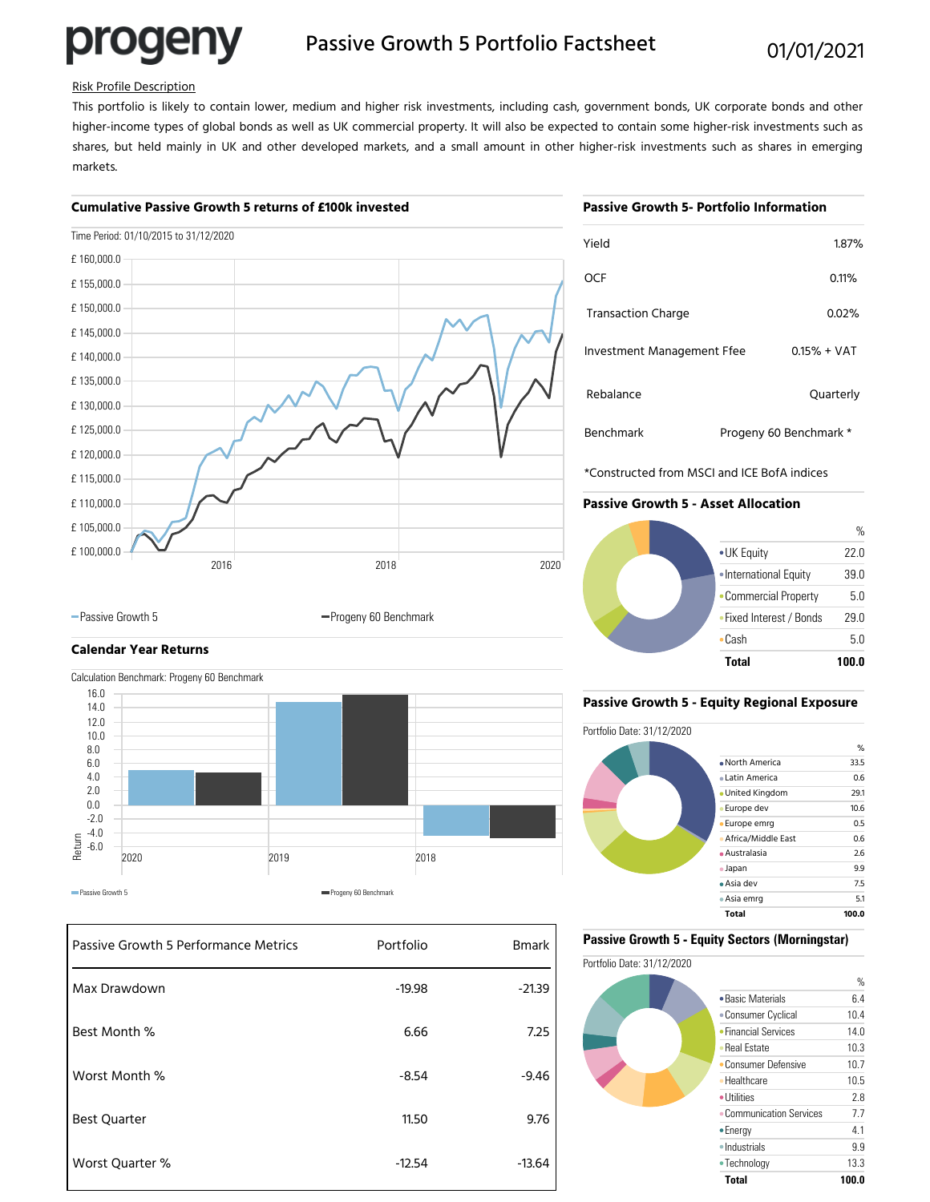# progeny

## Passive Growth 5 Portfolio Factsheet

01/01/2021

Risk Profile Description

This portfolio is likely to contain lower, medium and higher risk investments, including cash, government bonds, UK corporate bonds and other higher-income types of global bonds as well as UK commercial property. It will also be expected to contain some higher-risk investments such as shares, but held mainly in UK and other developed markets, and a small amount in other higher-risk investments such as shares in emerging markets.

### Cumulative Passive Growth 5 returns of £100k invested

Time Period: 01/10/2015 to 31/12/2020

– Passive Growth 5 – Progeny 60 Benchmark

### Calendar Year Returns

Calculation Benchmark: Progeny 60 Benchmark

Passive Growth 5 / Progeny 60 Benchmark

| Passive Growth 5 Performance Metrics | Portfolio | Bmark |
|---|---|---|
| Max Drawdown | -19.98 | -21.39 |
| Best Month % | 6.66 | 7.25 |
| Worst Month % | -8.54 | -9.46 |
| Best Quarter | 11.50 | 9.76 |
| Worst Quarter % | -12.54 | -13.64 |

### Passive Growth 5- Portfolio Information

| | |
|---|---|
| Yield | 1.87% |
| OCF | 0.11% |
| Transaction Charge | 0.02% |
| Investment Management Ffee | 0.15% + VAT |
| Rebalance | Quarterly |
| Benchmark | Progeny 60 Benchmark * |

*Constructed from MSCI and ICE BofA indices

### Passive Growth 5 - Asset Allocation

| | % |
|---|---|
| UK Equity | 22.0 |
| International Equity | 39.0 |
| Commercial Property | 5.0 |
| Fixed Interest / Bonds | 29.0 |
| Cash | 5.0 |
| **Total** | **100.0** |

### Passive Growth 5 - Equity Regional Exposure

Portfolio Date: 31/12/2020

| | % |
|---|---|
| North America | 33.5 |
| Latin America | 0.6 |
| United Kingdom | 29.1 |
| Europe dev | 10.6 |
| Europe emrg | 0.5 |
| Africa/Middle East | 0.6 |
| Australasia | 2.6 |
| Japan | 9.9 |
| Asia dev | 7.5 |
| Asia emrg | 5.1 |
| **Total** | **100.0** |

### Passive Growth 5 - Equity Sectors (Morningstar)

Portfolio Date: 31/12/2020

| | % |
|---|---|
| Basic Materials | 6.4 |
| Consumer Cyclical | 10.4 |
| Financial Services | 14.0 |
| Real Estate | 10.3 |
| Consumer Defensive | 10.7 |
| Healthcare | 10.5 |
| Utilities | 2.8 |
| Communication Services | 7.7 |
| Energy | 4.1 |
| Industrials | 9.9 |
| Technology | 13.3 |
| **Total** | **100.0** |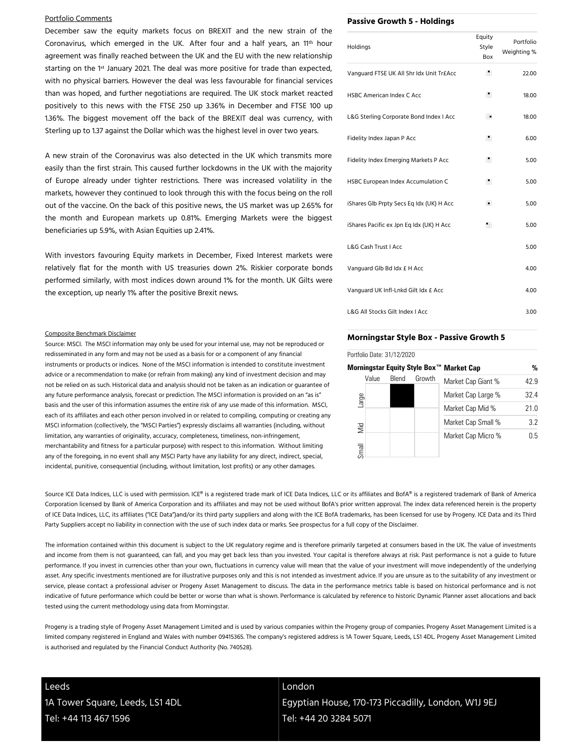## Portfolio Comments

December saw the equity markets focus on BREXIT and the new strain of the Coronavirus, which emerged in the UK. After four and a half years, an 11th hour agreement was finally reached between the UK and the EU with the new relationship starting on the 1st January 2021. The deal was more positive for trade than expected, with no physical barriers. However the deal was less favourable for financial services than was hoped, and further negotiations are required. The UK stock market reacted positively to this news with the FTSE 250 up 3.36% in December and FTSE 100 up 1.36%. The biggest movement off the back of the BREXIT deal was currency, with Sterling up to 1.37 against the Dollar which was the highest level in over two years.

A new strain of the Coronavirus was also detected in the UK which transmits more easily than the first strain. This caused further lockdowns in the UK with the majority of Europe already under tighter restrictions. There was increased volatility in the markets, however they continued to look through this with the focus being on the roll out of the vaccine. On the back of this positive news, the US market was up 2.65% for the month and European markets up 0.81%. Emerging Markets were the biggest beneficiaries up 5.9%, with Asian Equities up 2.41%.

With investors favouring Equity markets in December, Fixed Interest markets were relatively flat for the month with US treasuries down 2%. Riskier corporate bonds performed similarly, with most indices down around 1% for the month. UK Gilts were the exception, up nearly 1% after the positive Brexit news.

## Passive Growth 5 - Holdings

| Holdings | Equity Style Box | Portfolio Weighting % |
|---|---|---|
| Vanguard FTSE UK All Shr Idx Unit Tr£Acc | | 22.00 |
| HSBC American Index C Acc | | 18.00 |
| L&G Sterling Corporate Bond Index I Acc | | 18.00 |
| Fidelity Index Japan P Acc | | 6.00 |
| Fidelity Index Emerging Markets P Acc | | 5.00 |
| HSBC European Index Accumulation C | | 5.00 |
| iShares Glb Prpty Secs Eq Idx (UK) H Acc | | 5.00 |
| iShares Pacific ex Jpn Eq Idx (UK) H Acc | | 5.00 |
| L&G Cash Trust I Acc | | 5.00 |
| Vanguard Glb Bd Idx £ H Acc | | 4.00 |
| Vanguard UK Infl-Lnkd Gilt Idx £ Acc | | 4.00 |
| L&G All Stocks Gilt Index I Acc | | 3.00 |

## Morningstar Style Box - Passive Growth 5

Portfolio Date: 31/12/2020

**Morningstar Equity Style Box™**

Value Blend Growth

Large Mid Small

| Market Cap | % |
|---|---|
| Market Cap Giant % | 42.9 |
| Market Cap Large % | 32.4 |
| Market Cap Mid % | 21.0 |
| Market Cap Small % | 3.2 |
| Market Cap Micro % | 0.5 |

### Composite Benchmark Disclaimer

Source: MSCI. The MSCI information may only be used for your internal use, may not be reproduced or redisseminated in any form and may not be used as a basis for or a component of any financial instruments or products or indices. None of the MSCI information is intended to constitute investment advice or a recommendation to make (or refrain from making) any kind of investment decision and may not be relied on as such. Historical data and analysis should not be taken as an indication or guarantee of any future performance analysis, forecast or prediction. The MSCI information is provided on an "as is" basis and the user of this information assumes the entire risk of any use made of this information. MSCI, each of its affiliates and each other person involved in or related to compiling, computing or creating any MSCI information (collectively, the "MSCI Parties") expressly disclaims all warranties (including, without limitation, any warranties of originality, accuracy, completeness, timeliness, non-infringement, merchantability and fitness for a particular purpose) with respect to this information. Without limiting any of the foregoing, in no event shall any MSCI Party have any liability for any direct, indirect, special, incidental, punitive, consequential (including, without limitation, lost profits) or any other damages.

Source ICE Data Indices, LLC is used with permission. ICE® is a registered trade mark of ICE Data Indices, LLC or its affiliates and BofA® is a registered trademark of Bank of America Corporation licensed by Bank of America Corporation and its affiliates and may not be used without BofA's prior written approval. The index data referenced herein is the property of ICE Data Indices, LLC, its affiliates ("ICE Data")and/or its third party suppliers and along with the ICE BofA trademarks, has been licensed for use by Progeny. ICE Data and its Third Party Suppliers accept no liability in connection with the use of such index data or marks. See prospectus for a full copy of the Disclaimer.

The information contained within this document is subject to the UK regulatory regime and is therefore primarily targeted at consumers based in the UK. The value of investments and income from them is not guaranteed, can fall, and you may get back less than you invested. Your capital is therefore always at risk. Past performance is not a guide to future performance. If you invest in currencies other than your own, fluctuations in currency value will mean that the value of your investment will move independently of the underlying asset. Any specific investments mentioned are for illustrative purposes only and this is not intended as investment advice. If you are unsure as to the suitability of any investment or service, please contact a professional adviser or Progeny Asset Management to discuss. The data in the performance metrics table is based on historical performance and is not indicative of future performance which could be better or worse than what is shown. Performance is calculated by reference to historic Dynamic Planner asset allocations and back tested using the current methodology using data from Morningstar.

Progeny is a trading style of Progeny Asset Management Limited and is used by various companies within the Progeny group of companies. Progeny Asset Management Limited is a limited company registered in England and Wales with number 09415365. The company's registered address is 1A Tower Square, Leeds, LS1 4DL. Progeny Asset Management Limited is authorised and regulated by the Financial Conduct Authority (No. 740528).

| Leeds | London |
|---|---|
| 1A Tower Square, Leeds, LS1 4DL | Egyptian House, 170-173 Piccadilly, London, W1J 9EJ |
| Tel: +44 113 467 1596 | Tel: +44 20 3284 5071 |